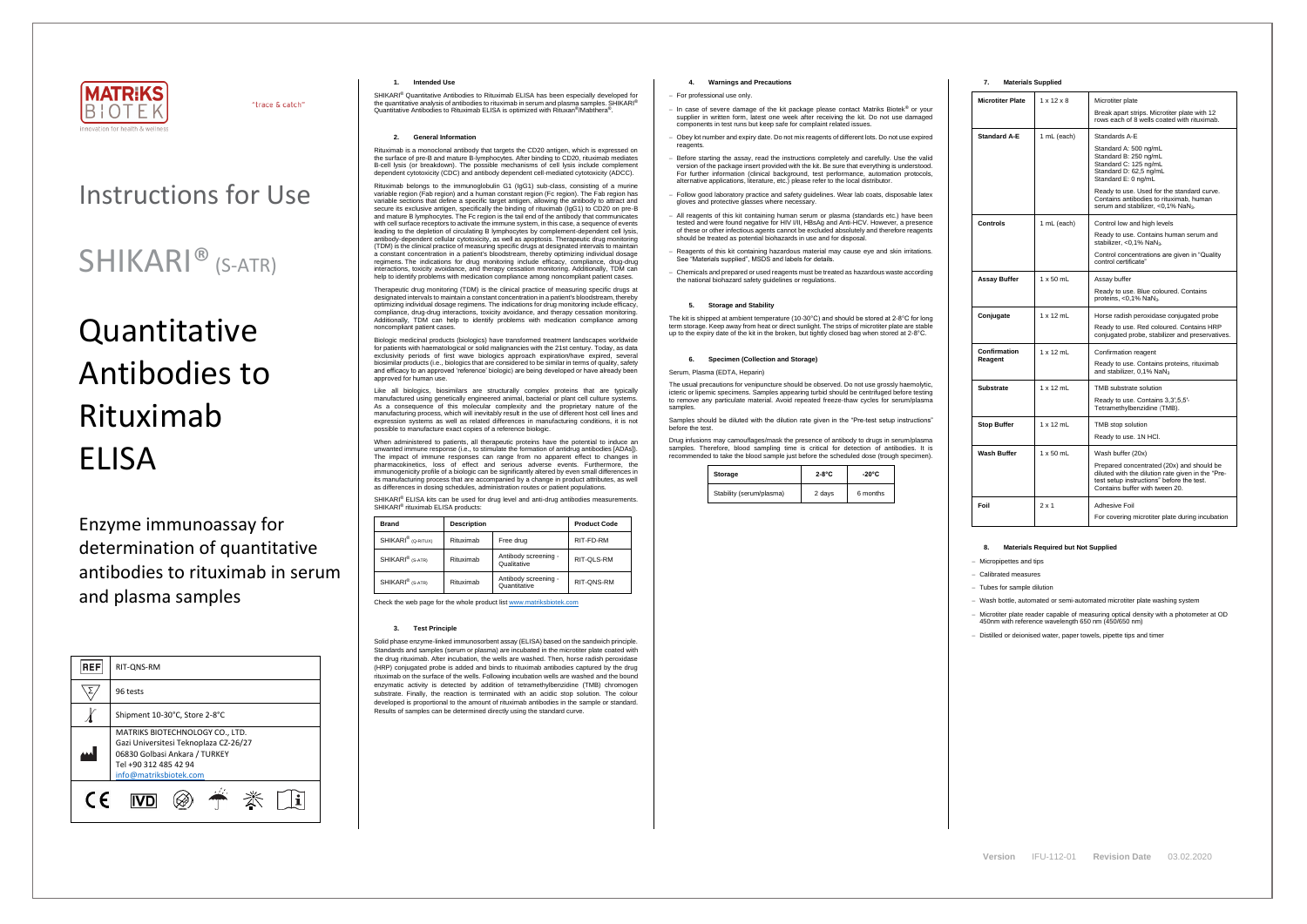MATRIKS BIOTEK

"trace & catch"

Innovation for health & wellness

# Instructions for Use

# SHIKARI® (S-ATR)

# Quantitative Antibodies to Rituximab ELISA

Enzyme immunoassay for determination of quantitative antibodies to rituximab in serum and plasma samples

| REF | RIT-QNS-RM |
|---|---|
| Σ | 96 tests |
| Temperature | Shipment 10-30°C, Store 2-8°C |
| Manufacturer | MATRIKS BIOTECHNOLOGY CO., LTD.<br>Gazi Universitesi Teknoplaza CZ-26/27<br>06830 Golbasi Ankara / TURKEY<br>Tel +90 312 485 42 94<br>info@matriksbiotek.com |

CE IVD

## 1. Intended Use

SHIKARI® Quantitative Antibodies to Rituximab ELISA has been especially developed for the quantitative analysis of antibodies to rituximab in serum and plasma samples. SHIKARI® Quantitative Antibodies to Rituximab ELISA is optimized with Rituxan®/Mabthera®.

## 2. General Information

Rituximab is a monoclonal antibody that targets the CD20 antigen, which is expressed on the surface of pre-B and mature B-lymphocytes. After binding to CD20, rituximab mediates B-cell lysis (or breakdown). The possible mechanisms of cell lysis include complement dependent cytotoxicity (CDC) and antibody dependent cell-mediated cytotoxicity (ADCC).

Rituximab belongs to the immunoglobulin G1 (IgG1) sub-class, consisting of a murine variable region (Fab region) and a human constant region (Fc region). The Fab region has variable sections that define a specific target antigen, allowing the antibody to attract and secure its exclusive antigen, specifically the binding of rituximab (IgG1) to CD20 on pre-B and mature B lymphocytes. The Fc region is the tail end of the antibody that communicates with cell surface receptors to activate the immune system, in this case, a sequence of events leading to the depletion of circulating B lymphocytes by complement-dependent cell lysis, antibody-dependent cellular cytotoxicity, as well as apoptosis. Therapeutic drug monitoring (TDM) is the clinical practice of measuring specific drugs at designated intervals to maintain a constant concentration in a patient's bloodstream, thereby optimizing individual dosage regimens. The indications for drug monitoring include efficacy, compliance, drug-drug interactions, toxicity avoidance, and therapy cessation monitoring. Additionally, TDM can help to identify problems with medication compliance among noncompliant patient cases.

Therapeutic drug monitoring (TDM) is the clinical practice of measuring specific drugs at designated intervals to maintain a constant concentration in a patient's bloodstream, thereby optimizing individual dosage regimens. The indications for drug monitoring include efficacy, compliance, drug-drug interactions, toxicity avoidance, and therapy cessation monitoring. Additionally, TDM can help to identify problems with medication compliance among noncompliant patient cases.

Biologic medicinal products (biologics) have transformed treatment landscapes worldwide for patients with haematological or solid malignancies with the 21st century. Today, as data exclusivity periods of first wave biologics approach expiration/have expired, several biosimilar products (i.e., biologics that are considered to be similar in terms of quality, safety and efficacy to an approved 'reference' biologic) are being developed or have already been approved for human use.

Like all biologics, biosimilars are structurally complex proteins that are typically manufactured using genetically engineered animal, bacterial or plant cell culture systems. As a consequence of this molecular complexity and the proprietary nature of the manufacturing process, which will inevitably result in the use of different host cell lines and expression systems as well as related differences in manufacturing conditions, it is not possible to manufacture exact copies of a reference biologic.

When administered to patients, all therapeutic proteins have the potential to induce an unwanted immune response (i.e., to stimulate the formation of antidrug antibodies [ADAs]). The impact of immune responses can range from no apparent effect to changes in pharmacokinetics, loss of effect and serious adverse events. Furthermore, the immunogenicity profile of a biologic can be significantly altered by even small differences in its manufacturing process that are accompanied by a change in product attributes, as well as differences in dosing schedules, administration routes or patient populations.

SHIKARI® ELISA kits can be used for drug level and anti-drug antibodies measurements. SHIKARI® rituximab ELISA products:

| Brand | Description | | Product Code |
|---|---|---|---|
| SHIKARI® (Q-RITUX) | Rituximab | Free drug | RIT-FD-RM |
| SHIKARI® (S-ATR) | Rituximab | Antibody screening - Qualitative | RIT-QLS-RM |
| SHIKARI® (S-ATR) | Rituximab | Antibody screening - Quantitative | RIT-QNS-RM |

Check the web page for the whole product list www.matriksbiotek.com

## 3. Test Principle

Solid phase enzyme-linked immunosorbent assay (ELISA) based on the sandwich principle. Standards and samples (serum or plasma) are incubated in the microtiter plate coated with the drug rituximab. After incubation, the wells are washed. Then, horse radish peroxidase (HRP) conjugated probe is added and binds to rituximab antibodies captured by the drug rituximab on the surface of the wells. Following incubation wells are washed and the bound enzymatic activity is detected by addition of tetramethylbenzidine (TMB) chromogen substrate. Finally, the reaction is terminated with an acidic stop solution. The colour developed is proportional to the amount of rituximab antibodies in the sample or standard. Results of samples can be determined directly using the standard curve.

## 4. Warnings and Precautions

- For professional use only.
- In case of severe damage of the kit package please contact Matriks Biotek® or your supplier in written form, latest one week after receiving the kit. Do not use damaged components in test runs but keep safe for complaint related issues.
- Obey lot number and expiry date. Do not mix reagents of different lots. Do not use expired reagents.
- Before starting the assay, read the instructions completely and carefully. Use the valid version of the package insert provided with the kit. Be sure that everything is understood. For further information (clinical background, test performance, automation protocols, alternative applications, literature, etc.) please refer to the local distributor.
- Follow good laboratory practice and safety guidelines. Wear lab coats, disposable latex gloves and protective glasses where necessary.
- All reagents of this kit containing human serum or plasma (standards etc.) have been tested and were found negative for HIV I/II, HBsAg and Anti-HCV. However, a presence of these or other infectious agents cannot be excluded absolutely and therefore reagents should be treated as potential biohazards in use and for disposal.
- Reagents of this kit containing hazardous material may cause eye and skin irritations. See "Materials supplied", MSDS and labels for details.
- Chemicals and prepared or used reagents must be treated as hazardous waste according the national biohazard safety guidelines or regulations.

## 5. Storage and Stability

The kit is shipped at ambient temperature (10-30°C) and should be stored at 2-8°C for long term storage. Keep away from heat or direct sunlight. The strips of microtiter plate are stable up to the expiry date of the kit in the broken, but tightly closed bag when stored at 2-8°C.

## 6. Specimen (Collection and Storage)

Serum, Plasma (EDTA, Heparin)

The usual precautions for venipuncture should be observed. Do not use grossly haemolytic, icteric or lipemic specimens. Samples appearing turbid should be centrifuged before testing to remove any particulate material. Avoid repeated freeze-thaw cycles for serum/plasma samples.

Samples should be diluted with the dilution rate given in the "Pre-test setup instructions" before the test.

Drug infusions may camouflages/mask the presence of antibody to drugs in serum/plasma samples. Therefore, blood sampling time is critical for detection of antibodies. It is recommended to take the blood sample just before the scheduled dose (trough specimen).

| Storage | 2-8°C | -20°C |
|---|---|---|
| Stability (serum/plasma) | 2 days | 6 months |

## 7. Materials Supplied

| | | |
|---|---|---|
| **Microtiter Plate** | 1 x 12 x 8 | Microtiter plate<br>Break apart strips. Microtiter plate with 12 rows each of 8 wells coated with rituximab. |
| **Standard A-E** | 1 mL (each) | Standards A-E<br>Standard A: 500 ng/mL<br>Standard B: 250 ng/mL<br>Standard C: 125 ng/mL<br>Standard D: 62,5 ng/mL<br>Standard E: 0 ng/mL<br>Ready to use. Used for the standard curve. Contains antibodies to rituximab, human serum and stabilizer, <0,1% $NaN_3$. |
| **Controls** | 1 mL (each) | Control low and high levels<br>Ready to use. Contains human serum and stabilizer, <0,1% $NaN_3$.<br>Control concentrations are given in "Quality control certificate" |
| **Assay Buffer** | 1 x 50 mL | Assay buffer<br>Ready to use. Blue coloured. Contains proteins, <0,1% $NaN_3$. |
| **Conjugate** | 1 x 12 mL | Horse radish peroxidase conjugated probe<br>Ready to use. Red coloured. Contains HRP conjugated probe, stabilizer and preservatives. |
| **Confirmation Reagent** | 1 x 12 mL | Confirmation reagent<br>Ready to use. Contains proteins, rituximab and stabilizer, 0,1% $NaN_3$ |
| **Substrate** | 1 x 12 mL | TMB substrate solution<br>Ready to use. Contains 3,3',5,5'-Tetramethylbenzidine (TMB). |
| **Stop Buffer** | 1 x 12 mL | TMB stop solution<br>Ready to use. 1N HCl. |
| **Wash Buffer** | 1 x 50 mL | Wash buffer (20x)<br>Prepared concentrated (20x) and should be diluted with the dilution rate given in the "Pre-test setup instructions" before the test. Contains buffer with tween 20. |
| **Foil** | 2 x 1 | Adhesive Foil<br>For covering microtiter plate during incubation |

## 8. Materials Required but Not Supplied

- Micropipettes and tips
- Calibrated measures
- Tubes for sample dilution
- Wash bottle, automated or semi-automated microtiter plate washing system
- Microtiter plate reader capable of measuring optical density with a photometer at OD 450nm with reference wavelength 650 nm (450/650 nm)
- Distilled or deionised water, paper towels, pipette tips and timer

Version IFU-112-01 Revision Date 03.02.2020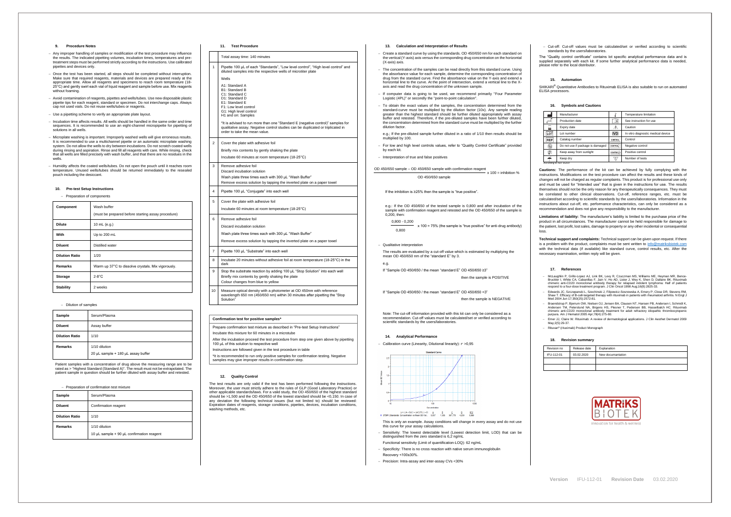## 9. Procedure Notes

- Any improper handling of samples or modification of the test procedure may influence the results. The indicated pipetting volumes, incubation times, temperatures and pre-treatment steps must be performed strictly according to the instructions. Use calibrated pipettes and devices only.
- Once the test has been started, all steps should be completed without interruption. Make sure that required reagents, materials and devices are prepared ready at the appropriate time. Allow all reagents and specimens to reach room temperature (18-25°C) and gently swirl each vial of liquid reagent and sample before use. Mix reagents without foaming.
- Avoid contamination of reagents, pipettes and wells/tubes. Use new disposable plastic pipette tips for each reagent, standard or specimen. Do not interchange caps. Always cap not used vials. Do not reuse wells/tubes or reagents.
- Use a pipetting scheme to verify an appropriate plate layout.
- Incubation time affects results. All wells should be handled in the same order and time sequences. It is recommended to use an eight-channel micropipette for pipetting of solutions in all wells.
- Microplate washing is important. Improperly washed wells will give erroneous results. It is recommended to use a multichannel pipette or an automatic microplate washing system. Do not allow the wells to dry between incubations. Do not scratch coated wells during rinsing and aspiration. Rinse and fill all reagents with care. While rinsing, check that all wells are filled precisely with wash buffer, and that there are no residues in the wells.
- Humidity affects the coated wells/tubes. Do not open the pouch until it reaches room temperature. Unused wells/tubes should be returned immediately to the resealed pouch including the desiccant.

## 10. Pre-test Setup Instructions

- Preparation of components

| Component | Wash buffer (must be prepared before starting assay procedure) |
|---|---|
| **Dilute** | 10 mL (e.g.) |
| **With** | Up to 200 mL |
| **Diluent** | Distilled water |
| **Dilution Ratio** | 1/20 |
| **Remarks** | Warm up 37°C to dissolve crystals. Mix vigorously. |
| **Storage** | 2-8°C |
| **Stability** | 2 weeks |

- Dilution of samples

| Sample | Serum/Plasma |
|---|---|
| **Diluent** | Assay buffer |
| **Dilution Ratio** | 1/10 |
| **Remarks** | 1/10 dilution<br>20 µL sample + 180 µL assay buffer |

Patient samples with a concentration of drug above the measuring range are to be rated as > "Highest Standard (Standard A)". The result must not be extrapolated. The patient sample in question should be further diluted with assay buffer and retested.

- Preparation of confirmation test mixture

| Sample | Serum/Plasma |
|---|---|
| **Diluent** | Confirmation reagent |
| **Dilution Ratio** | 1/10 |
| **Remarks** | 1/10 dilution<br>10 µL sample + 90 µL confirmation reagent |

## 11. Test Procedure

| | Total assay time: 140 minutes |
|---|---|
| 1 | Pipette 100 µL of each "Standards", "Low level control", "High level control" and diluted samples into the respective wells of microtiter plate<br><br>Wells<br><br>A1: Standard A<br>B1: Standard B<br>C1: Standard C<br>D1: Standard D<br>E1: Standard E<br>F1: Low level control<br>G1: High level control<br>H1 and on: Samples<br><br>*It is advised to run more than one "Standard E (negative control)" samples for qualitative assay. Negative control studies can be duplicated or triplicated in order to take the mean value. |
| 2 | Cover the plate with adhesive foil<br>Briefly mix contents by gently shaking the plate<br>Incubate 60 minutes at room temperature (18-25°C) |
| 3 | Remove adhesive foil<br>Discard incubation solution<br>Wash plate three times each with 300 µL "Wash Buffer"<br>Remove excess solution by tapping the inverted plate on a paper towel |
| 4 | Pipette 100 µL "Conjugate" into each well |
| 5 | Cover the plate with adhesive foil<br>Incubate 60 minutes at room temperature (18-25°C) |
| 6 | Remove adhesive foil<br>Discard incubation solution<br>Wash plate three times each with 300 µL "Wash Buffer"<br>Remove excess solution by tapping the inverted plate on a paper towel |
| 7 | Pipette 100 µL "Substrate" into each well |
| 8 | Incubate 20 minutes without adhesive foil at room temperature (18-25°C) in the dark |
| 9 | Stop the substrate reaction by adding 100 µL "Stop Solution" into each well<br>Briefly mix contents by gently shaking the plate<br>Colour changes from blue to yellow |
| 10 | Measure optical density with a photometer at OD 450nm with reference wavelength 650 nm (450/650 nm) within 30 minutes after pipetting the "Stop Solution" |

| Confirmation test for positive samples* |
|---|
| Prepare confirmation test mixture as described in "Pre-test Setup Instructions"<br>Incubate this mixture for 60 minutes in a microtube<br>After the incubation proceed the test procedure from step one given above by pipetting 100 µL of this solution to respective well<br>Instructions are followed given in the test procedure in table<br>*It is recommended to run only positive samples for confirmation testing. Negative samples may give improper results in confirmation step. |

## 12. Quality Control

The test results are only valid if the test has been performed following the instructions. Moreover, the user must strictly adhere to the rules of GLP (Good Laboratory Practice) or other applicable standards/laws. For a valid study, the OD 450/650 of the highest standard should be >1,500 and the OD 450/650 of the lowest standard should be <0,150. In case of any deviation the following technical issues (but not limited to) should be reviewed: Expiration dates of reagents, storage conditions, pipettes, devices, incubation conditions, washing methods, etc.

## 13. Calculation and Interpretation of Results

- Create a standard curve by using the standards. OD 450/650 nm for each standard on the vertical (Y-axis) axis versus the corresponding drug concentration on the horizontal (X-axis) axis.
- The concentration of the samples can be read directly from this standard curve. Using the absorbance value for each sample, determine the corresponding concentration of drug from the standard curve. Find the absorbance value on the Y-axis and extend a horizontal line to the curve. At the point of intersection, extend a vertical line to the X-axis and read the drug concentration of the unknown sample.
- If computer data is going to be used, we recommend primarily "Four Parameter Logistic (4PL)" or secondly the "point-to-point calculation".
- To obtain the exact values of the samples, the concentration determined from the standard-curve must be multiplied by the dilution factor (10x). Any sample reading greater than the highest standard should be further diluted appropriately with assay buffer and retested. Therefore, if the pre-diluted samples have been further diluted, the concentration determined from the standard curve must be multiplied by the further dilution factor.

  e.g.; If the pre-diluted sample further diluted in a ratio of 1/10 then results should be multiplied by 100.

- For low and high level controls values, refer to "Quality Control Certificate" provided by each kit.
- Interpretation of true and false positives

$$\frac{\text{OD 450/650 sample} - \text{OD 450/650 sample with confirmation reagent}}{\text{OD 450/650 sample}} \times 100 = \text{inhibition \%}$$

If the inhibition is ≥25% then the sample is "true positive".

e.g.: If the OD 450/650 of the tested sample is 0,800 and after incubation of the sample with confirmation reagent and retested and the OD 450/650 of the sample is 0,200, then:

$$\frac{0{,}800 - 0{,}200}{0{,}800} \times 100 = 75\%$$ (the sample is "true positive" for anti-drug antibody)

- Qualitative interpretation

The results are evaluated by a cut-off value which is estimated by multiplying the mean OD 450/650 nm of the "standard E" by 3.

e.g.

If "Sample OD 450/650 / the mean "standard E" OD 450/650 ≥3" then the sample is POSITIVE

If "Sample OD 450/650 / the mean "standard E" OD 450/650 <3" then the sample is NEGATIVE

Note: The cut-off information provided with this kit can only be considered as a recommendation. Cut-off values must be calculated/set or verified according to scientific standards by the users/laboratories.

## 14. Analytical Performance

- Calibration curve (Linearity, Dilutional linearity): r² >0,95

Standard Curve

Mean OD Value

Concentration

STDH (Standards: Concentration vs MeanOD Val...

This is only an example. Assay conditions will change in every assay and do not use this curve for your assay calculations.

- Sensitivity: The lowest detectable level (Lowest detection limit, LOD) that can be distinguished from the zero standard is 6,2 ng/mL

  Functional sensitivity (Limit of quantification-LOQ): 62 ng/mL

- Specificity: There is no cross reaction with native serum immunoglobulin

  Recovery <100±30%.

- Precision: Intra-assay and inter-assay CVs <30%

- Cut-off: Cut-off values must be calculated/set or verified according to scientific standards by the users/laboratories.

The "Quality control certificate" contains lot specific analytical performance data and is supplied separately with each kit. If some further analytical performance data is needed, please refer to the local distributor.

## 15. Automation

SHIKARI® Quantitative Antibodies to Rituximab ELISA is also suitable to run on automated ELISA processors.

## 16. Symbols and Cautions

| | | | |
|---|---|---|---|
| | Manufacturer | | Temperature limitation |
| | Production date | | See instruction for use |
| | Expiry date | | Caution |
| LOT | Lot number | IVD | In vitro diagnostic medical device |
| REF | Catalog number | CONTROL | Control |
| | Do not use if package is damaged | CONTROL - | Negative control |
| | Keep away from sunlight | CONTROL + | Positive control |
| | Keep dry | | Number of tests |

According to ISO 15223

**Cautions:** The performance of the kit can be achieved by fully complying with the instructions. Modifications on the test procedure can affect the results and these kinds of changes will not be charged as regular complaints. This product is for professional use only and must be used for "Intended use" that is given in the instructions for use. The results themselves should not be the only reason for any therapeutically consequences. They must be correlated to other clinical observations. Cut-off, reference ranges, etc. must be calculated/set according to scientific standards by the users/laboratories. Information in the instructions about cut-off, etc. performance characteristics, can only be considered as a recommendation and does not give any responsibility to the manufacturer.

**Limitations of liability:** The manufacturer's liability is limited to the purchase price of the product in all circumstances. The manufacturer cannot be held responsible for damage to the patient, lost profit, lost sales, damage to property or any other incidental or consequential loss.

**Technical support and complaints:** Technical support can be given upon request. If there is a problem with the product, complaints must be sent written to info@matriksbiotek.com with the technical data (if available) like standard curve, control results, etc. After the necessary examination, written reply will be given.

## 17. References

- McLaughlin P, Grillo-Lopez AJ, Link BK, Levy R, Czuczman MS, Williams ME, Heyman MR, Bence-Bruckler I, White CA, Cabanillas F, Jain V, Ho AD, Lister J, Wey K, Shen D, Dallaire BK. Rituximab chimeric anti-CD20 monoclonal antibody therapy for relapsed indolent lymphoma: Half of patients respond to a four-dose treatment program. J Clin Oncol 1998 Aug;16(8):2825-33.
- Edwards JC, Szczepanski L, Szechinski J, Filipowicz-Sosnowska A, Emery P, Close DR, Stevens RM, Shaw T. Efficacy of B-cell-targeted therapy with rituximab in patients with rheumatoid arthritis. N Engl J Med 2004 Jun 17;350(25):2572-81.
- Braendstrup P, Bjerrum OW, Nielsen OJ, Jensen BA, Clausen NT, Hansen PB, Andersen I, Schmidt K, Andersen TM, Peterslund NA, Birgens HS, Plesner T, Pedersen BB, Hasselbalch HC. Rituximab chimeric anti-CD20 monoclonal antibody treatment for adult refractory idiopathic thrombocytopenic purpura. Am J Hematol 2005 Apr;78(4):275-80.
- Emer JJ, Claire W. Rituximab: A review of dermatological applications. J Clin Aesthet Dermatol 2009 May;2(5):29-37.
- Rituxan® (rituximab) Product Monograph

## 18. Revision summary

| Revision no | Release date | Explanation |
|---|---|---|
| IFU-112-01 | 03.02.2020 | New documantation |
| | | |
| | | |